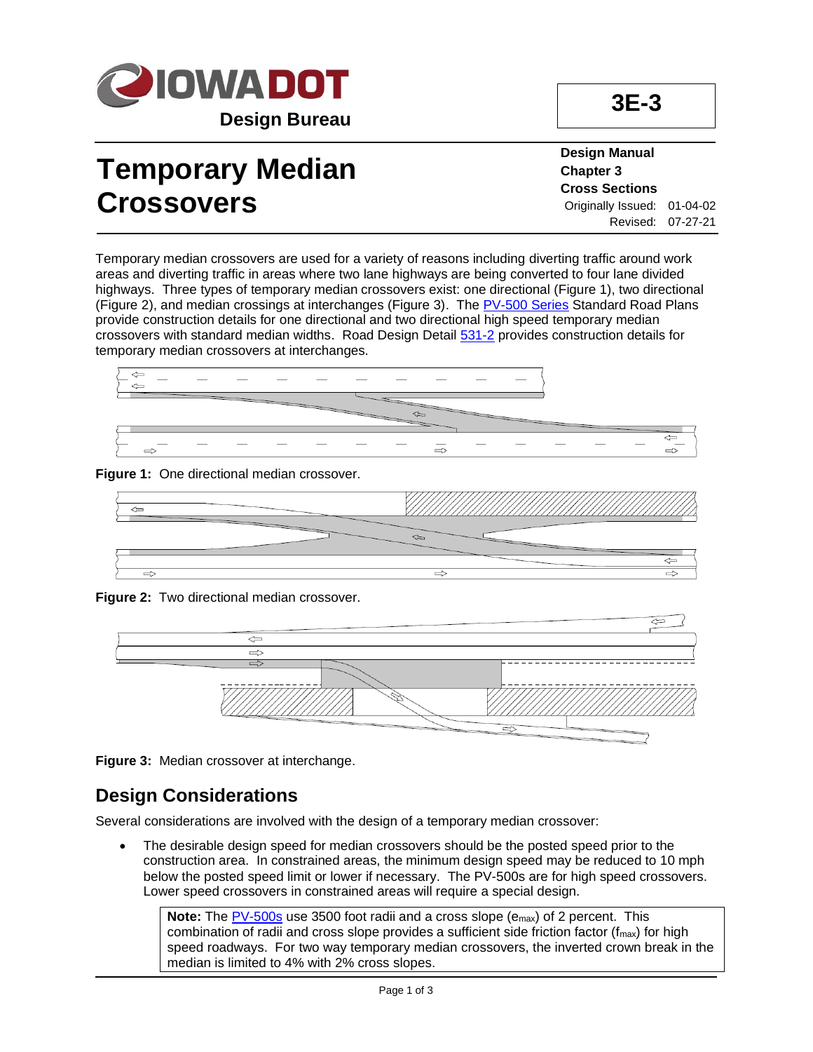# Temporary Median Crossovers

**3E-3**

**Design Manual**
**Chapter 3**
**Cross Sections**
Originally Issued: 01-04-02
Revised: 07-27-21

Temporary median crossovers are used for a variety of reasons including diverting traffic around work areas and diverting traffic in areas where two lane highways are being converted to four lane divided highways. Three types of temporary median crossovers exist: one directional (Figure 1), two directional (Figure 2), and median crossings at interchanges (Figure 3). The PV-500 Series Standard Road Plans provide construction details for one directional and two directional high speed temporary median crossovers with standard median widths. Road Design Detail 531-2 provides construction details for temporary median crossovers at interchanges.

**Figure 1:** One directional median crossover.

**Figure 2:** Two directional median crossover.

**Figure 3:** Median crossover at interchange.

## Design Considerations

Several considerations are involved with the design of a temporary median crossover:

- The desirable design speed for median crossovers should be the posted speed prior to the construction area. In constrained areas, the minimum design speed may be reduced to 10 mph below the posted speed limit or lower if necessary. The PV-500s are for high speed crossovers. Lower speed crossovers in constrained areas will require a special design.

> **Note:** The PV-500s use 3500 foot radii and a cross slope ($e_{max}$) of 2 percent. This combination of radii and cross slope provides a sufficient side friction factor ($f_{max}$) for high speed roadways. For two way temporary median crossovers, the inverted crown break in the median is limited to 4% with 2% cross slopes.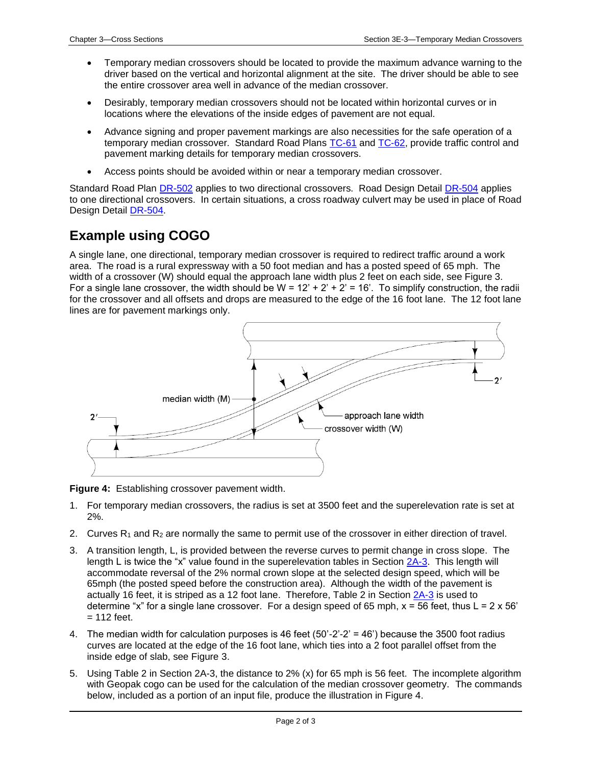- Temporary median crossovers should be located to provide the maximum advance warning to the driver based on the vertical and horizontal alignment at the site. The driver should be able to see the entire crossover area well in advance of the median crossover.
- Desirably, temporary median crossovers should not be located within horizontal curves or in locations where the elevations of the inside edges of pavement are not equal.
- Advance signing and proper pavement markings are also necessities for the safe operation of a temporary median crossover. Standard Road Plans TC-61 and TC-62, provide traffic control and pavement marking details for temporary median crossovers.
- Access points should be avoided within or near a temporary median crossover.

Standard Road Plan DR-502 applies to two directional crossovers. Road Design Detail DR-504 applies to one directional crossovers. In certain situations, a cross roadway culvert may be used in place of Road Design Detail DR-504.

## Example using COGO

A single lane, one directional, temporary median crossover is required to redirect traffic around a work area. The road is a rural expressway with a 50 foot median and has a posted speed of 65 mph. The width of a crossover (W) should equal the approach lane width plus 2 feet on each side, see Figure 3. For a single lane crossover, the width should be W = 12' + 2' + 2' = 16'. To simplify construction, the radii for the crossover and all offsets and drops are measured to the edge of the 16 foot lane. The 12 foot lane lines are for pavement markings only.

**Figure 4:** Establishing crossover pavement width.

1. For temporary median crossovers, the radius is set at 3500 feet and the superelevation rate is set at 2%.
2. Curves $R_1$ and $R_2$ are normally the same to permit use of the crossover in either direction of travel.
3. A transition length, L, is provided between the reverse curves to permit change in cross slope. The length L is twice the "x" value found in the superelevation tables in Section 2A-3. This length will accommodate reversal of the 2% normal crown slope at the selected design speed, which will be 65mph (the posted speed before the construction area). Although the width of the pavement is actually 16 feet, it is striped as a 12 foot lane. Therefore, Table 2 in Section 2A-3 is used to determine "x" for a single lane crossover. For a design speed of 65 mph, x = 56 feet, thus L = 2 x 56' = 112 feet.
4. The median width for calculation purposes is 46 feet (50'-2'-2' = 46') because the 3500 foot radius curves are located at the edge of the 16 foot lane, which ties into a 2 foot parallel offset from the inside edge of slab, see Figure 3.
5. Using Table 2 in Section 2A-3, the distance to 2% (x) for 65 mph is 56 feet. The incomplete algorithm with Geopak cogo can be used for the calculation of the median crossover geometry. The commands below, included as a portion of an input file, produce the illustration in Figure 4.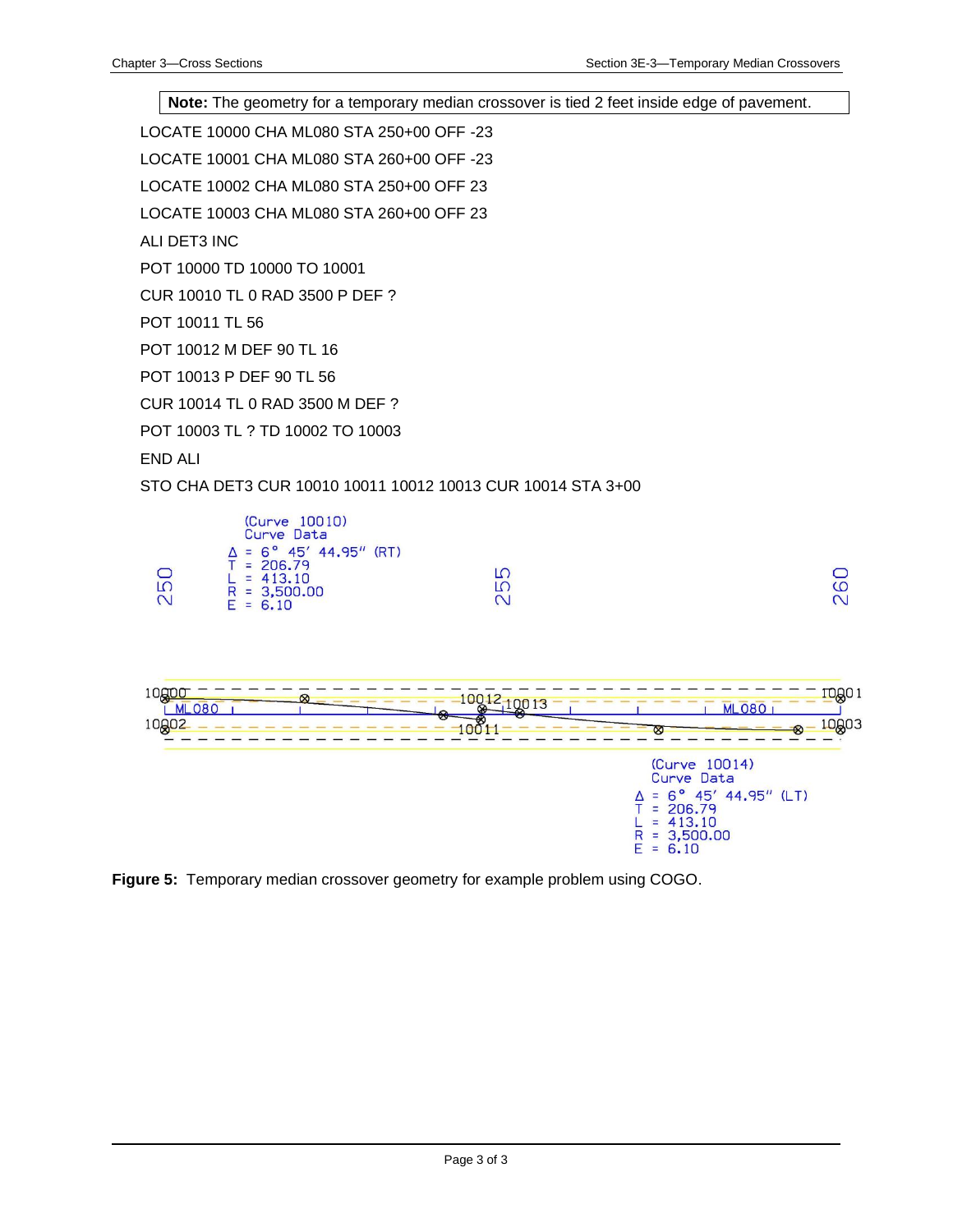**Note:** The geometry for a temporary median crossover is tied 2 feet inside edge of pavement.

```
LOCATE 10000 CHA ML080 STA 250+00 OFF -23
LOCATE 10001 CHA ML080 STA 260+00 OFF -23
LOCATE 10002 CHA ML080 STA 250+00 OFF 23
LOCATE 10003 CHA ML080 STA 260+00 OFF 23
ALI DET3 INC
POT 10000 TD 10000 TO 10001
CUR 10010 TL 0 RAD 3500 P DEF ?
POT 10011 TL 56
POT 10012 M DEF 90 TL 16
POT 10013 P DEF 90 TL 56
CUR 10014 TL 0 RAD 3500 M DEF ?
POT 10003 TL ? TD 10002 TO 10003
END ALI
STO CHA DET3 CUR 10010 10011 10012 10013 CUR 10014 STA 3+00
```

(Curve 10010)
Curve Data
Δ = 6° 45′ 44.95″ (RT)
T = 206.79
L = 413.10
R = 3,500.00
E = 6.10

250 255 260

10000 10001 10002 10003 10011 10012 10013 ML080

(Curve 10014)
Curve Data
Δ = 6° 45′ 44.95″ (LT)
T = 206.79
L = 413.10
R = 3,500.00
E = 6.10

**Figure 5:** Temporary median crossover geometry for example problem using COGO.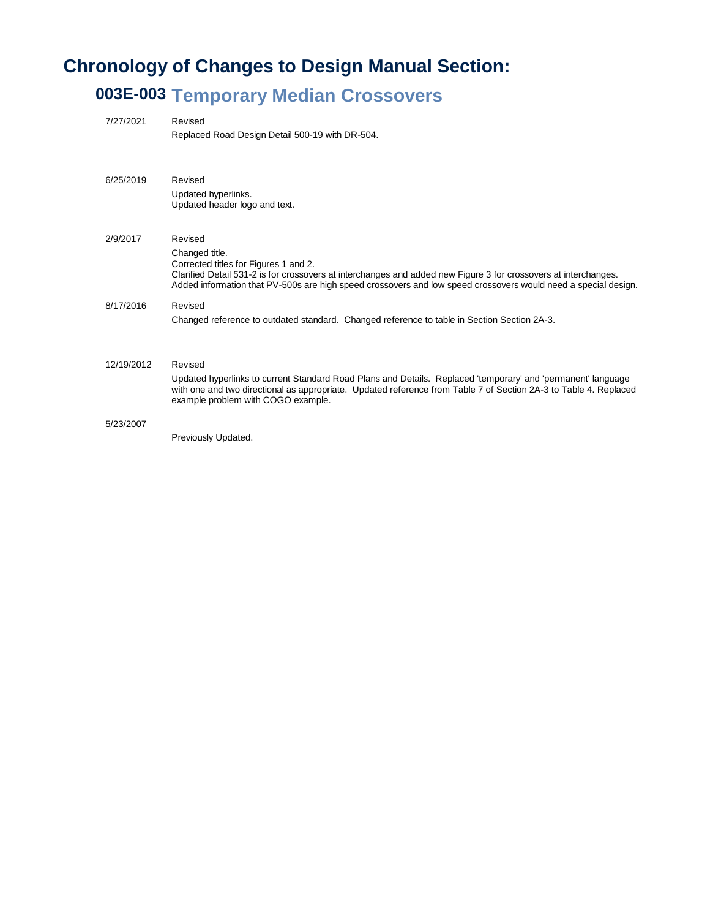# Chronology of Changes to Design Manual Section:

## 003E-003 Temporary Median Crossovers

| | |
|---|---|
| 7/27/2021 | Revised<br>Replaced Road Design Detail 500-19 with DR-504. |
| 6/25/2019 | Revised<br>Updated hyperlinks.<br>Updated header logo and text. |
| 2/9/2017 | Revised<br>Changed title.<br>Corrected titles for Figures 1 and 2.<br>Clarified Detail 531-2 is for crossovers at interchanges and added new Figure 3 for crossovers at interchanges.<br>Added information that PV-500s are high speed crossovers and low speed crossovers would need a special design. |
| 8/17/2016 | Revised<br>Changed reference to outdated standard. Changed reference to table in Section Section 2A-3. |
| 12/19/2012 | Revised<br>Updated hyperlinks to current Standard Road Plans and Details. Replaced 'temporary' and 'permanent' language with one and two directional as appropriate. Updated reference from Table 7 of Section 2A-3 to Table 4. Replaced example problem with COGO example. |
| 5/23/2007 | Previously Updated. |